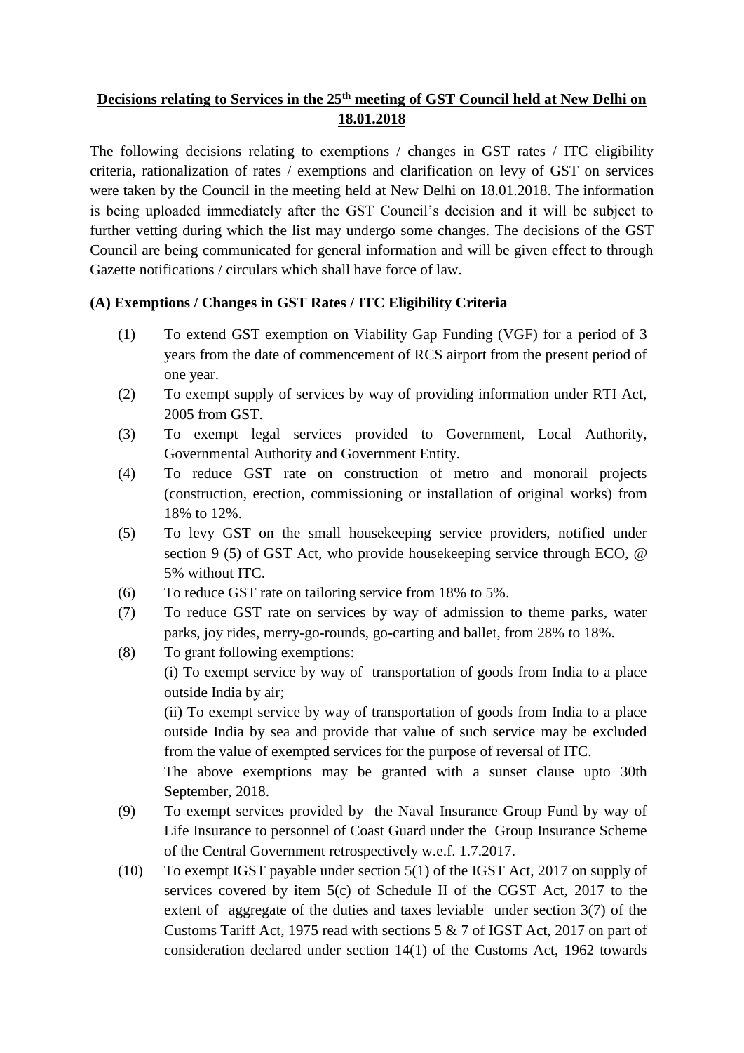**Decisions relating to Services in the 25th meeting of GST Council held at New Delhi on 18.01.2018**

The following decisions relating to exemptions / changes in GST rates / ITC eligibility criteria, rationalization of rates / exemptions and clarification on levy of GST on services were taken by the Council in the meeting held at New Delhi on 18.01.2018. The information is being uploaded immediately after the GST Council's decision and it will be subject to further vetting during which the list may undergo some changes. The decisions of the GST Council are being communicated for general information and will be given effect to through Gazette notifications / circulars which shall have force of law.

**(A) Exemptions / Changes in GST Rates / ITC Eligibility Criteria**

(1) To extend GST exemption on Viability Gap Funding (VGF) for a period of 3 years from the date of commencement of RCS airport from the present period of one year.

(2) To exempt supply of services by way of providing information under RTI Act, 2005 from GST.

(3) To exempt legal services provided to Government, Local Authority, Governmental Authority and Government Entity.

(4) To reduce GST rate on construction of metro and monorail projects (construction, erection, commissioning or installation of original works) from 18% to 12%.

(5) To levy GST on the small housekeeping service providers, notified under section 9 (5) of GST Act, who provide housekeeping service through ECO, @ 5% without ITC.

(6) To reduce GST rate on tailoring service from 18% to 5%.

(7) To reduce GST rate on services by way of admission to theme parks, water parks, joy rides, merry-go-rounds, go-carting and ballet, from 28% to 18%.

(8) To grant following exemptions:
(i) To exempt service by way of transportation of goods from India to a place outside India by air;
(ii) To exempt service by way of transportation of goods from India to a place outside India by sea and provide that value of such service may be excluded from the value of exempted services for the purpose of reversal of ITC.
The above exemptions may be granted with a sunset clause upto 30th September, 2018.

(9) To exempt services provided by the Naval Insurance Group Fund by way of Life Insurance to personnel of Coast Guard under the Group Insurance Scheme of the Central Government retrospectively w.e.f. 1.7.2017.

(10) To exempt IGST payable under section 5(1) of the IGST Act, 2017 on supply of services covered by item 5(c) of Schedule II of the CGST Act, 2017 to the extent of aggregate of the duties and taxes leviable under section 3(7) of the Customs Tariff Act, 1975 read with sections 5 & 7 of IGST Act, 2017 on part of consideration declared under section 14(1) of the Customs Act, 1962 towards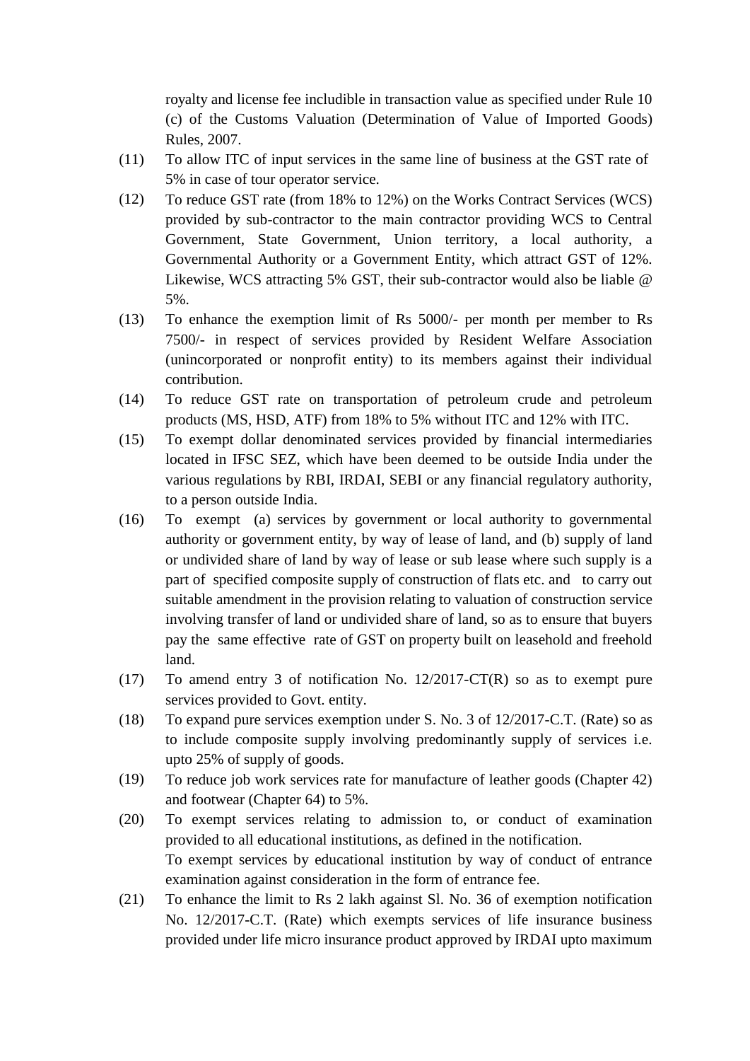royalty and license fee includible in transaction value as specified under Rule 10 (c) of the Customs Valuation (Determination of Value of Imported Goods) Rules, 2007.

(11) To allow ITC of input services in the same line of business at the GST rate of 5% in case of tour operator service.

(12) To reduce GST rate (from 18% to 12%) on the Works Contract Services (WCS) provided by sub-contractor to the main contractor providing WCS to Central Government, State Government, Union territory, a local authority, a Governmental Authority or a Government Entity, which attract GST of 12%. Likewise, WCS attracting 5% GST, their sub-contractor would also be liable @ 5%.

(13) To enhance the exemption limit of Rs 5000/- per month per member to Rs 7500/- in respect of services provided by Resident Welfare Association (unincorporated or nonprofit entity) to its members against their individual contribution.

(14) To reduce GST rate on transportation of petroleum crude and petroleum products (MS, HSD, ATF) from 18% to 5% without ITC and 12% with ITC.

(15) To exempt dollar denominated services provided by financial intermediaries located in IFSC SEZ, which have been deemed to be outside India under the various regulations by RBI, IRDAI, SEBI or any financial regulatory authority, to a person outside India.

(16) To exempt (a) services by government or local authority to governmental authority or government entity, by way of lease of land, and (b) supply of land or undivided share of land by way of lease or sub lease where such supply is a part of specified composite supply of construction of flats etc. and to carry out suitable amendment in the provision relating to valuation of construction service involving transfer of land or undivided share of land, so as to ensure that buyers pay the same effective rate of GST on property built on leasehold and freehold land.

(17) To amend entry 3 of notification No. 12/2017-CT(R) so as to exempt pure services provided to Govt. entity.

(18) To expand pure services exemption under S. No. 3 of 12/2017-C.T. (Rate) so as to include composite supply involving predominantly supply of services i.e. upto 25% of supply of goods.

(19) To reduce job work services rate for manufacture of leather goods (Chapter 42) and footwear (Chapter 64) to 5%.

(20) To exempt services relating to admission to, or conduct of examination provided to all educational institutions, as defined in the notification.
To exempt services by educational institution by way of conduct of entrance examination against consideration in the form of entrance fee.

(21) To enhance the limit to Rs 2 lakh against Sl. No. 36 of exemption notification No. 12/2017-C.T. (Rate) which exempts services of life insurance business provided under life micro insurance product approved by IRDAI upto maximum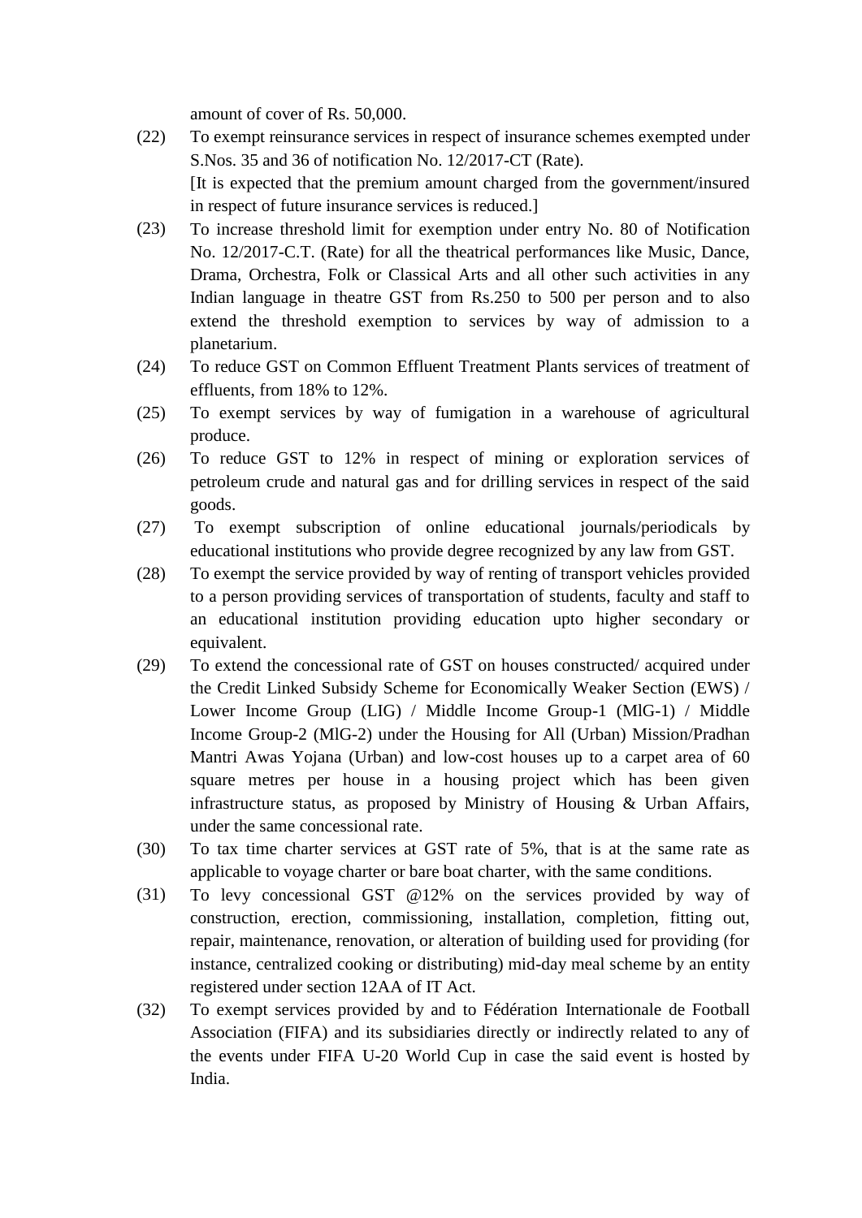amount of cover of Rs. 50,000.

(22) To exempt reinsurance services in respect of insurance schemes exempted under S.Nos. 35 and 36 of notification No. 12/2017-CT (Rate).
[It is expected that the premium amount charged from the government/insured in respect of future insurance services is reduced.]

(23) To increase threshold limit for exemption under entry No. 80 of Notification No. 12/2017-C.T. (Rate) for all the theatrical performances like Music, Dance, Drama, Orchestra, Folk or Classical Arts and all other such activities in any Indian language in theatre GST from Rs.250 to 500 per person and to also extend the threshold exemption to services by way of admission to a planetarium.

(24) To reduce GST on Common Effluent Treatment Plants services of treatment of effluents, from 18% to 12%.

(25) To exempt services by way of fumigation in a warehouse of agricultural produce.

(26) To reduce GST to 12% in respect of mining or exploration services of petroleum crude and natural gas and for drilling services in respect of the said goods.

(27) To exempt subscription of online educational journals/periodicals by educational institutions who provide degree recognized by any law from GST.

(28) To exempt the service provided by way of renting of transport vehicles provided to a person providing services of transportation of students, faculty and staff to an educational institution providing education upto higher secondary or equivalent.

(29) To extend the concessional rate of GST on houses constructed/ acquired under the Credit Linked Subsidy Scheme for Economically Weaker Section (EWS) / Lower Income Group (LIG) / Middle Income Group-1 (MlG-1) / Middle Income Group-2 (MlG-2) under the Housing for All (Urban) Mission/Pradhan Mantri Awas Yojana (Urban) and low-cost houses up to a carpet area of 60 square metres per house in a housing project which has been given infrastructure status, as proposed by Ministry of Housing & Urban Affairs, under the same concessional rate.

(30) To tax time charter services at GST rate of 5%, that is at the same rate as applicable to voyage charter or bare boat charter, with the same conditions.

(31) To levy concessional GST @12% on the services provided by way of construction, erection, commissioning, installation, completion, fitting out, repair, maintenance, renovation, or alteration of building used for providing (for instance, centralized cooking or distributing) mid-day meal scheme by an entity registered under section 12AA of IT Act.

(32) To exempt services provided by and to Fédération Internationale de Football Association (FIFA) and its subsidiaries directly or indirectly related to any of the events under FIFA U-20 World Cup in case the said event is hosted by India.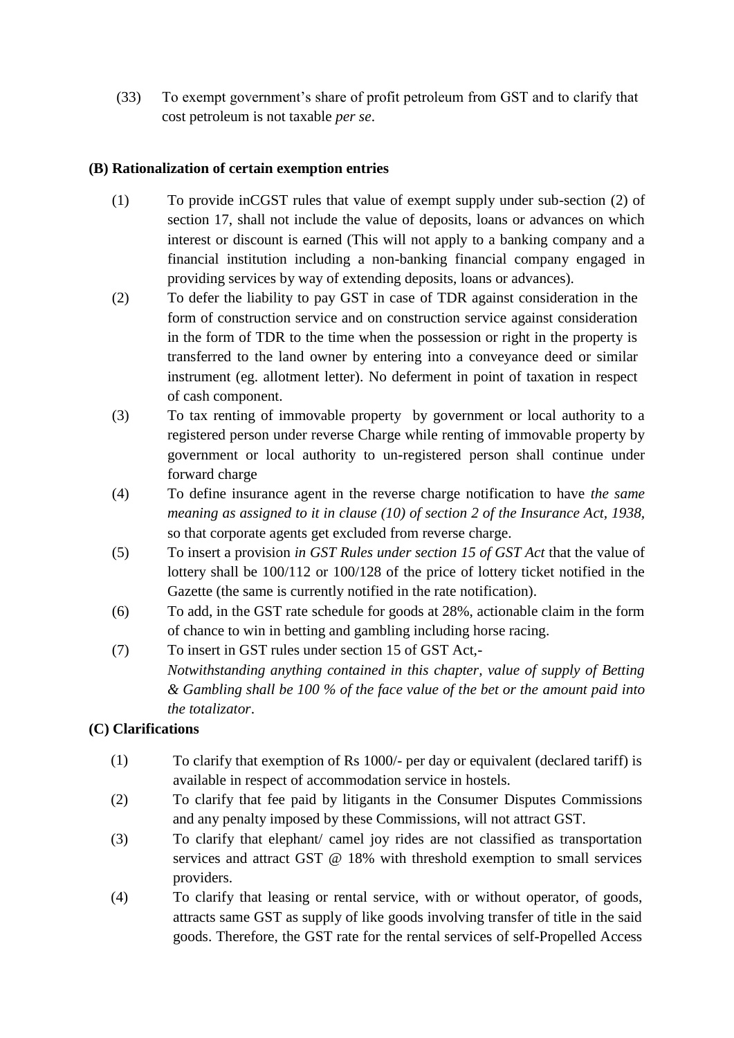(33) To exempt government's share of profit petroleum from GST and to clarify that cost petroleum is not taxable *per se*.

**(B) Rationalization of certain exemption entries**

(1) To provide inCGST rules that value of exempt supply under sub-section (2) of section 17, shall not include the value of deposits, loans or advances on which interest or discount is earned (This will not apply to a banking company and a financial institution including a non-banking financial company engaged in providing services by way of extending deposits, loans or advances).

(2) To defer the liability to pay GST in case of TDR against consideration in the form of construction service and on construction service against consideration in the form of TDR to the time when the possession or right in the property is transferred to the land owner by entering into a conveyance deed or similar instrument (eg. allotment letter). No deferment in point of taxation in respect of cash component.

(3) To tax renting of immovable property by government or local authority to a registered person under reverse Charge while renting of immovable property by government or local authority to un-registered person shall continue under forward charge

(4) To define insurance agent in the reverse charge notification to have *the same meaning as assigned to it in clause (10) of section 2 of the Insurance Act, 1938*, so that corporate agents get excluded from reverse charge.

(5) To insert a provision *in GST Rules under section 15 of GST Act* that the value of lottery shall be 100/112 or 100/128 of the price of lottery ticket notified in the Gazette (the same is currently notified in the rate notification).

(6) To add, in the GST rate schedule for goods at 28%, actionable claim in the form of chance to win in betting and gambling including horse racing.

(7) To insert in GST rules under section 15 of GST Act,-
*Notwithstanding anything contained in this chapter, value of supply of Betting & Gambling shall be 100 % of the face value of the bet or the amount paid into the totalizator*.

**(C) Clarifications**

(1) To clarify that exemption of Rs 1000/- per day or equivalent (declared tariff) is available in respect of accommodation service in hostels.

(2) To clarify that fee paid by litigants in the Consumer Disputes Commissions and any penalty imposed by these Commissions, will not attract GST.

(3) To clarify that elephant/ camel joy rides are not classified as transportation services and attract GST @ 18% with threshold exemption to small services providers.

(4) To clarify that leasing or rental service, with or without operator, of goods, attracts same GST as supply of like goods involving transfer of title in the said goods. Therefore, the GST rate for the rental services of self-Propelled Access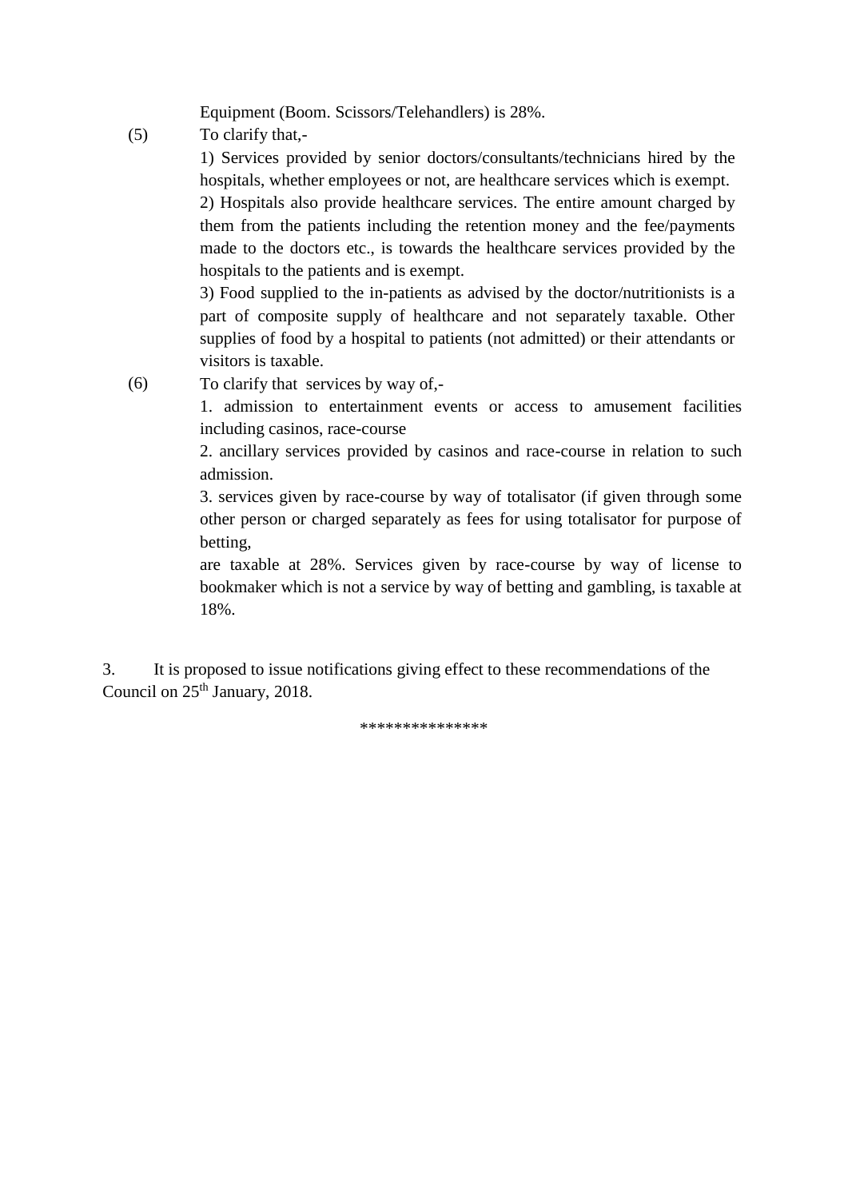Equipment (Boom. Scissors/Telehandlers) is 28%.

(5) To clarify that,-

1) Services provided by senior doctors/consultants/technicians hired by the hospitals, whether employees or not, are healthcare services which is exempt.

2) Hospitals also provide healthcare services. The entire amount charged by them from the patients including the retention money and the fee/payments made to the doctors etc., is towards the healthcare services provided by the hospitals to the patients and is exempt.

3) Food supplied to the in-patients as advised by the doctor/nutritionists is a part of composite supply of healthcare and not separately taxable. Other supplies of food by a hospital to patients (not admitted) or their attendants or visitors is taxable.

(6) To clarify that services by way of,-

1. admission to entertainment events or access to amusement facilities including casinos, race-course

2. ancillary services provided by casinos and race-course in relation to such admission.

3. services given by race-course by way of totalisator (if given through some other person or charged separately as fees for using totalisator for purpose of betting,

are taxable at 28%. Services given by race-course by way of license to bookmaker which is not a service by way of betting and gambling, is taxable at 18%.

3. It is proposed to issue notifications giving effect to these recommendations of the Council on 25th January, 2018.

***************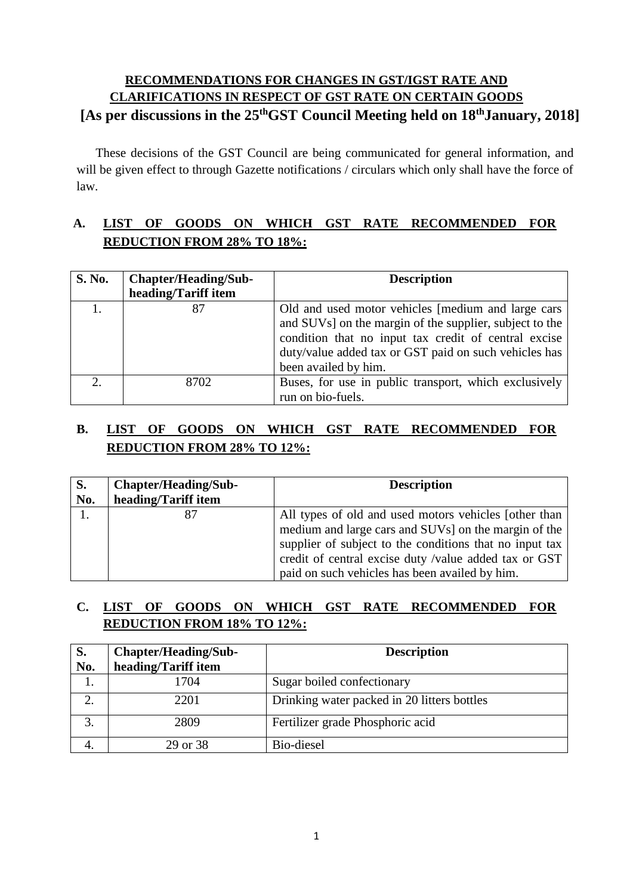## RECOMMENDATIONS FOR CHANGES IN GST/IGST RATE AND CLARIFICATIONS IN RESPECT OF GST RATE ON CERTAIN GOODS

### [As per discussions in the 25th GST Council Meeting held on 18th January, 2018]

These decisions of the GST Council are being communicated for general information, and will be given effect to through Gazette notifications / circulars which only shall have the force of law.

### A. LIST OF GOODS ON WHICH GST RATE RECOMMENDED FOR REDUCTION FROM 28% TO 18%:

| S. No. | Chapter/Heading/Sub-heading/Tariff item | Description |
|---|---|---|
| 1. | 87 | Old and used motor vehicles [medium and large cars and SUVs] on the margin of the supplier, subject to the condition that no input tax credit of central excise duty/value added tax or GST paid on such vehicles has been availed by him. |
| 2. | 8702 | Buses, for use in public transport, which exclusively run on bio-fuels. |

### B. LIST OF GOODS ON WHICH GST RATE RECOMMENDED FOR REDUCTION FROM 28% TO 12%:

| S. No. | Chapter/Heading/Sub-heading/Tariff item | Description |
|---|---|---|
| 1. | 87 | All types of old and used motors vehicles [other than medium and large cars and SUVs] on the margin of the supplier of subject to the conditions that no input tax credit of central excise duty /value added tax or GST paid on such vehicles has been availed by him. |

### C. LIST OF GOODS ON WHICH GST RATE RECOMMENDED FOR REDUCTION FROM 18% TO 12%:

| S. No. | Chapter/Heading/Sub-heading/Tariff item | Description |
|---|---|---|
| 1. | 1704 | Sugar boiled confectionary |
| 2. | 2201 | Drinking water packed in 20 litters bottles |
| 3. | 2809 | Fertilizer grade Phosphoric acid |
| 4. | 29 or 38 | Bio-diesel |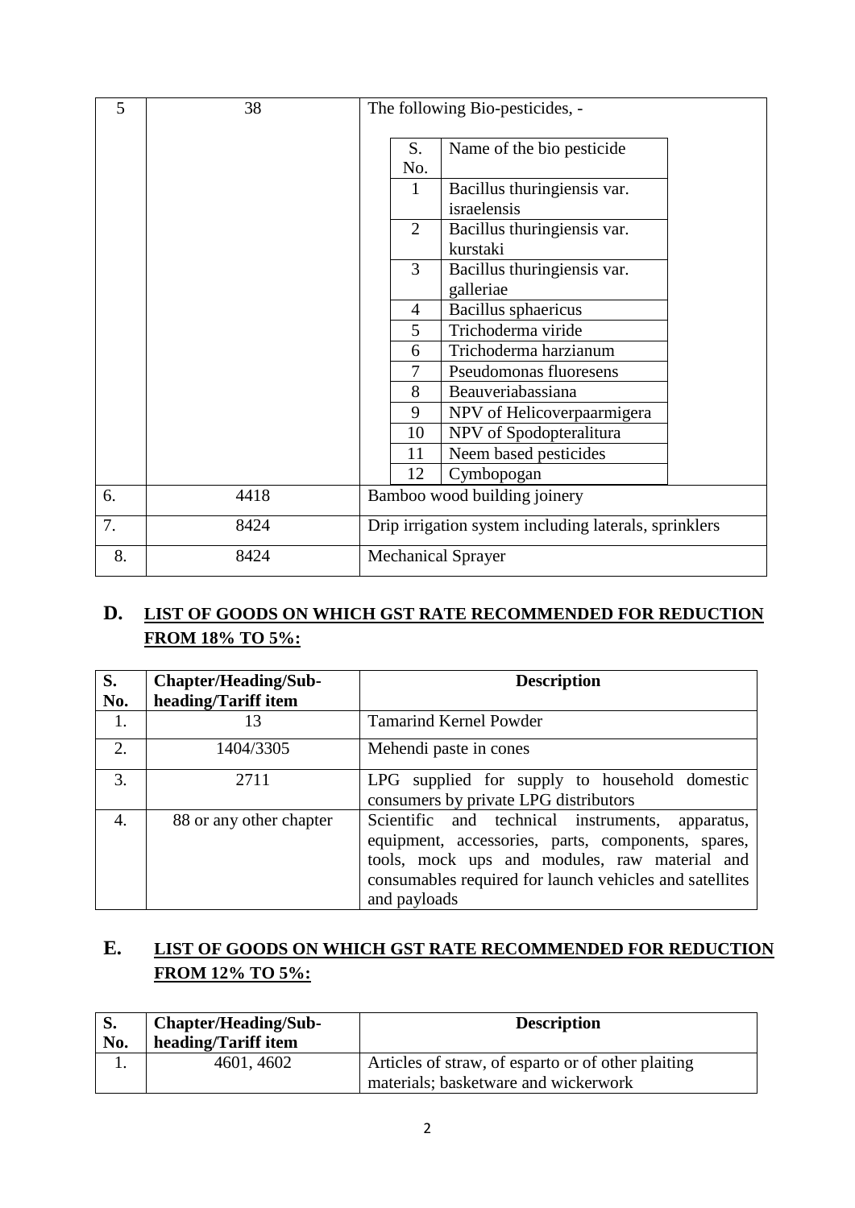| 5 | 38 | The following Bio-pesticides, -<br><br>S. No. – Name of the bio pesticide<br>1 – Bacillus thuringiensis var. israelensis<br>2 – Bacillus thuringiensis var. kurstaki<br>3 – Bacillus thuringiensis var. galleriae<br>4 – Bacillus sphaericus<br>5 – Trichoderma viride<br>6 – Trichoderma harzianum<br>7 – Pseudomonas fluoresens<br>8 – Beauveriabassiana<br>9 – NPV of Helicoverpaarmigera<br>10 – NPV of Spodopteralitura<br>11 – Neem based pesticides<br>12 – Cymbopogan |
|---|---|---|
| 6. | 4418 | Bamboo wood building joinery |
| 7. | 8424 | Drip irrigation system including laterals, sprinklers |
| 8. | 8424 | Mechanical Sprayer |

## D. LIST OF GOODS ON WHICH GST RATE RECOMMENDED FOR REDUCTION FROM 18% TO 5%:

| S. No. | Chapter/Heading/Sub-heading/Tariff item | Description |
|---|---|---|
| 1. | 13 | Tamarind Kernel Powder |
| 2. | 1404/3305 | Mehendi paste in cones |
| 3. | 2711 | LPG supplied for supply to household domestic consumers by private LPG distributors |
| 4. | 88 or any other chapter | Scientific and technical instruments, apparatus, equipment, accessories, parts, components, spares, tools, mock ups and modules, raw material and consumables required for launch vehicles and satellites and payloads |

## E. LIST OF GOODS ON WHICH GST RATE RECOMMENDED FOR REDUCTION FROM 12% TO 5%:

| S. No. | Chapter/Heading/Sub-heading/Tariff item | Description |
|---|---|---|
| 1. | 4601, 4602 | Articles of straw, of esparto or of other plaiting materials; basketware and wickerwork |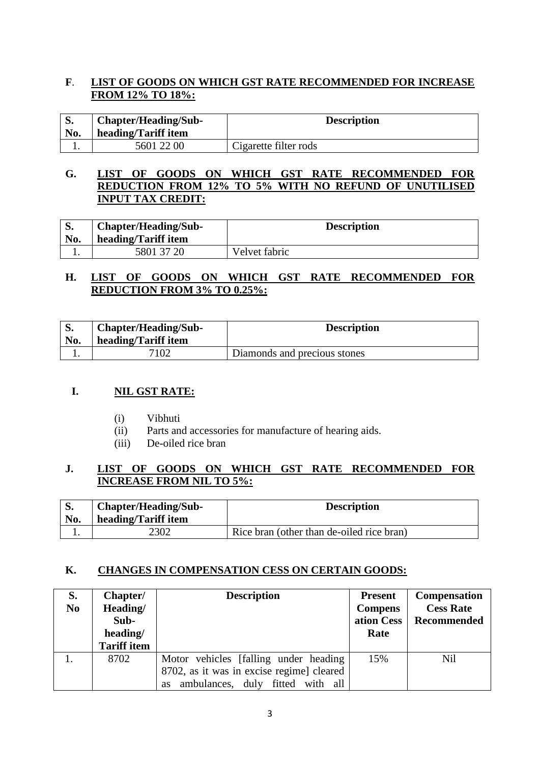## F. LIST OF GOODS ON WHICH GST RATE RECOMMENDED FOR INCREASE FROM 12% TO 18%:

| S. No. | Chapter/Heading/Sub-heading/Tariff item | Description |
|---|---|---|
| 1. | 5601 22 00 | Cigarette filter rods |

## G. LIST OF GOODS ON WHICH GST RATE RECOMMENDED FOR REDUCTION FROM 12% TO 5% WITH NO REFUND OF UNUTILISED INPUT TAX CREDIT:

| S. No. | Chapter/Heading/Sub-heading/Tariff item | Description |
|---|---|---|
| 1. | 5801 37 20 | Velvet fabric |

## H. LIST OF GOODS ON WHICH GST RATE RECOMMENDED FOR REDUCTION FROM 3% TO 0.25%:

| S. No. | Chapter/Heading/Sub-heading/Tariff item | Description |
|---|---|---|
| 1. | 7102 | Diamonds and precious stones |

## I. NIL GST RATE:

(i) Vibhuti
(ii) Parts and accessories for manufacture of hearing aids.
(iii) De-oiled rice bran

## J. LIST OF GOODS ON WHICH GST RATE RECOMMENDED FOR INCREASE FROM NIL TO 5%:

| S. No. | Chapter/Heading/Sub-heading/Tariff item | Description |
|---|---|---|
| 1. | 2302 | Rice bran (other than de-oiled rice bran) |

## K. CHANGES IN COMPENSATION CESS ON CERTAIN GOODS:

| S. No | Chapter/ Heading/ Sub-heading/ Tariff item | Description | Present Compensation Cess Rate | Compensation Cess Rate Recommended |
|---|---|---|---|---|
| 1. | 8702 | Motor vehicles [falling under heading 8702, as it was in excise regime] cleared as ambulances, duly fitted with all | 15% | Nil |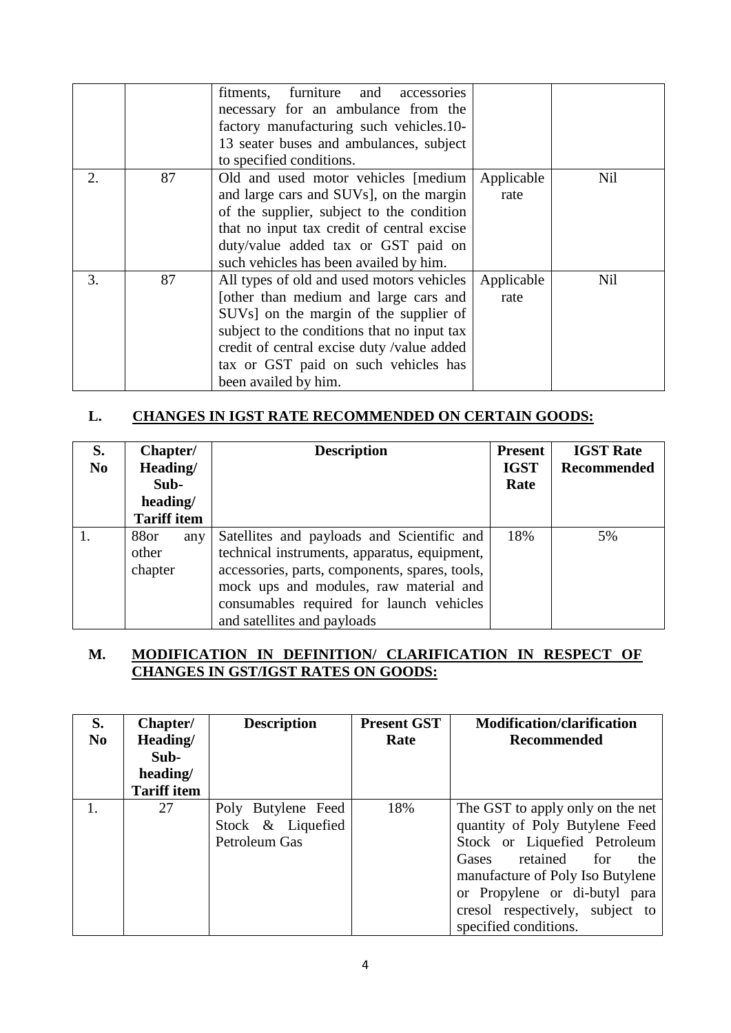|  |  | fitments, furniture and accessories necessary for an ambulance from the factory manufacturing such vehicles.10-13 seater buses and ambulances, subject to specified conditions. |  |  |
|---|---|---|---|---|
| 2. | 87 | Old and used motor vehicles [medium and large cars and SUVs], on the margin of the supplier, subject to the condition that no input tax credit of central excise duty/value added tax or GST paid on such vehicles has been availed by him. | Applicable rate | Nil |
| 3. | 87 | All types of old and used motors vehicles [other than medium and large cars and SUVs] on the margin of the supplier of subject to the conditions that no input tax credit of central excise duty /value added tax or GST paid on such vehicles has been availed by him. | Applicable rate | Nil |

## L. CHANGES IN IGST RATE RECOMMENDED ON CERTAIN GOODS:

| S. No | Chapter/ Heading/ Sub-heading/ Tariff item | Description | Present IGST Rate | IGST Rate Recommended |
|---|---|---|---|---|
| 1. | 88or any other chapter | Satellites and payloads and Scientific and technical instruments, apparatus, equipment, accessories, parts, components, spares, tools, mock ups and modules, raw material and consumables required for launch vehicles and satellites and payloads | 18% | 5% |

## M. MODIFICATION IN DEFINITION/ CLARIFICATION IN RESPECT OF CHANGES IN GST/IGST RATES ON GOODS:

| S. No | Chapter/ Heading/ Sub-heading/ Tariff item | Description | Present GST Rate | Modification/clarification Recommended |
|---|---|---|---|---|
| 1. | 27 | Poly Butylene Feed Stock & Liquefied Petroleum Gas | 18% | The GST to apply only on the net quantity of Poly Butylene Feed Stock or Liquefied Petroleum Gases retained for the manufacture of Poly Iso Butylene or Propylene or di-butyl para cresol respectively, subject to specified conditions. |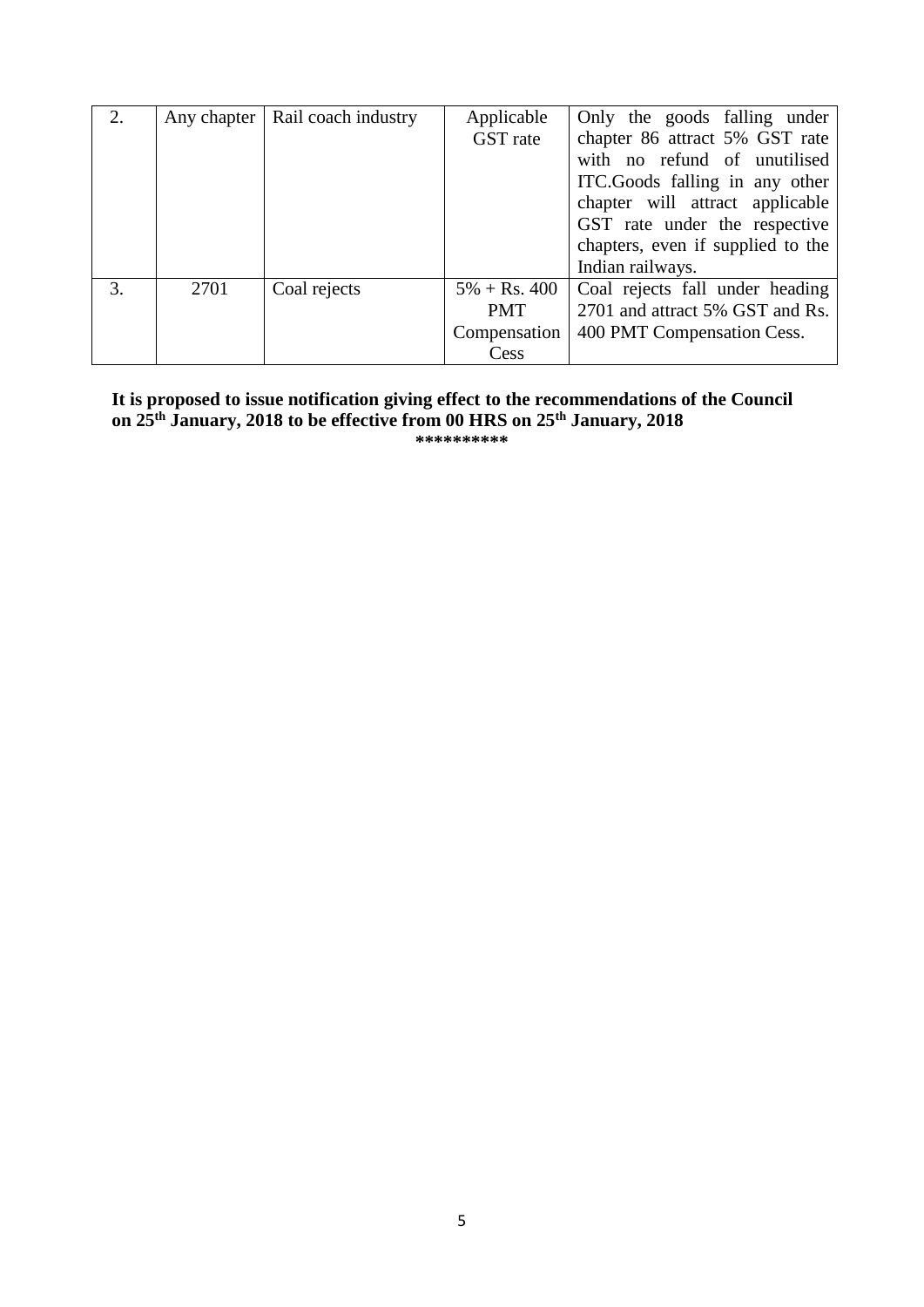| | | | | |
|---|---|---|---|---|
| 2. | Any chapter | Rail coach industry | Applicable GST rate | Only the goods falling under chapter 86 attract 5% GST rate with no refund of unutilised ITC.Goods falling in any other chapter will attract applicable GST rate under the respective chapters, even if supplied to the Indian railways. |
| 3. | 2701 | Coal rejects | 5% + Rs. 400 PMT Compensation Cess | Coal rejects fall under heading 2701 and attract 5% GST and Rs. 400 PMT Compensation Cess. |

**It is proposed to issue notification giving effect to the recommendations of the Council on 25th January, 2018 to be effective from 00 HRS on 25th January, 2018**

**********